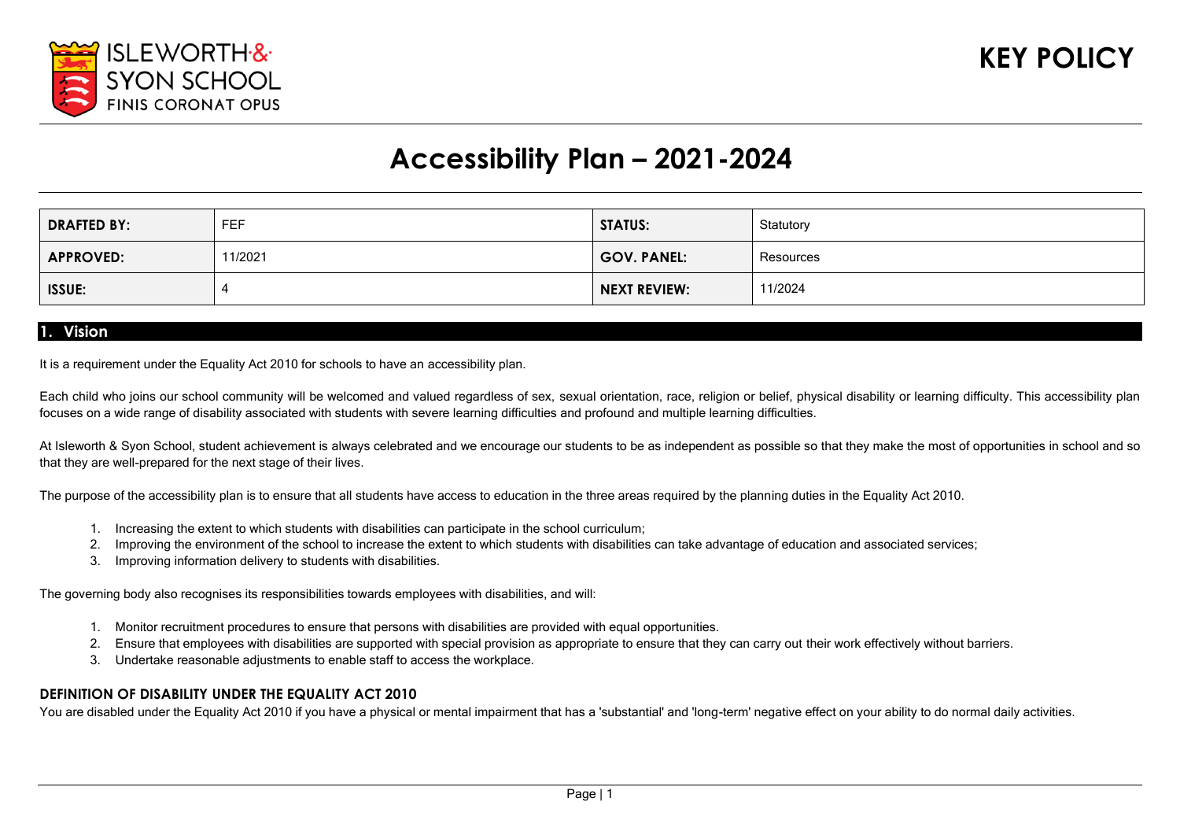ISLEWORTH & SYON SCHOOL
FINIS CORONAT OPUS

**KEY POLICY**

# Accessibility Plan – 2021-2024

| DRAFTED BY: | FEF | STATUS: | Statutory |
|---|---|---|---|
| APPROVED: | 11/2021 | GOV. PANEL: | Resources |
| ISSUE: | 4 | NEXT REVIEW: | 11/2024 |

## 1. Vision

It is a requirement under the Equality Act 2010 for schools to have an accessibility plan.

Each child who joins our school community will be welcomed and valued regardless of sex, sexual orientation, race, religion or belief, physical disability or learning difficulty. This accessibility plan focuses on a wide range of disability associated with students with severe learning difficulties and profound and multiple learning difficulties.

At Isleworth & Syon School, student achievement is always celebrated and we encourage our students to be as independent as possible so that they make the most of opportunities in school and so that they are well-prepared for the next stage of their lives.

The purpose of the accessibility plan is to ensure that all students have access to education in the three areas required by the planning duties in the Equality Act 2010.

1. Increasing the extent to which students with disabilities can participate in the school curriculum;
2. Improving the environment of the school to increase the extent to which students with disabilities can take advantage of education and associated services;
3. Improving information delivery to students with disabilities.

The governing body also recognises its responsibilities towards employees with disabilities, and will:

1. Monitor recruitment procedures to ensure that persons with disabilities are provided with equal opportunities.
2. Ensure that employees with disabilities are supported with special provision as appropriate to ensure that they can carry out their work effectively without barriers.
3. Undertake reasonable adjustments to enable staff to access the workplace.

### DEFINITION OF DISABILITY UNDER THE EQUALITY ACT 2010

You are disabled under the Equality Act 2010 if you have a physical or mental impairment that has a 'substantial' and 'long-term' negative effect on your ability to do normal daily activities.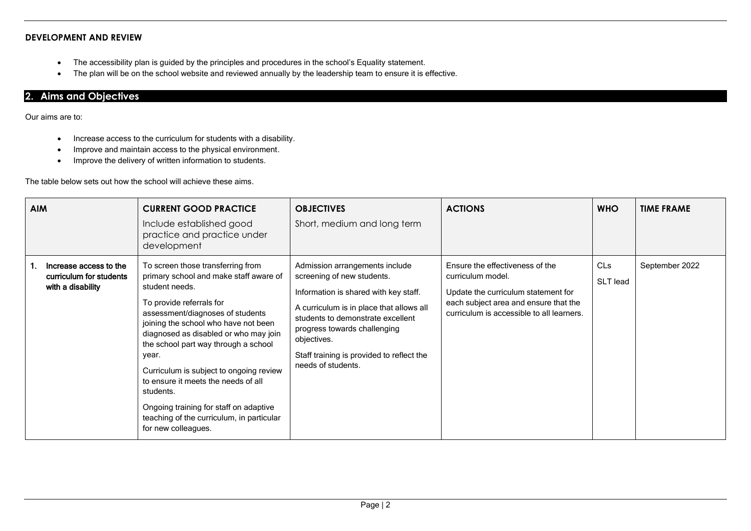### DEVELOPMENT AND REVIEW

- The accessibility plan is guided by the principles and procedures in the school's Equality statement.
- The plan will be on the school website and reviewed annually by the leadership team to ensure it is effective.

## 2. Aims and Objectives

Our aims are to:

- Increase access to the curriculum for students with a disability.
- Improve and maintain access to the physical environment.
- Improve the delivery of written information to students.

The table below sets out how the school will achieve these aims.

| AIM | CURRENT GOOD PRACTICE<br>Include established good practice and practice under development | OBJECTIVES<br>Short, medium and long term | ACTIONS | WHO | TIME FRAME |
|---|---|---|---|---|---|
| 1. Increase access to the curriculum for students with a disability | To screen those transferring from primary school and make staff aware of student needs.<br><br>To provide referrals for assessment/diagnoses of students joining the school who have not been diagnosed as disabled or who may join the school part way through a school year.<br><br>Curriculum is subject to ongoing review to ensure it meets the needs of all students.<br><br>Ongoing training for staff on adaptive teaching of the curriculum, in particular for new colleagues. | Admission arrangements include screening of new students.<br><br>Information is shared with key staff.<br><br>A curriculum is in place that allows all students to demonstrate excellent progress towards challenging objectives.<br><br>Staff training is provided to reflect the needs of students. | Ensure the effectiveness of the curriculum model.<br><br>Update the curriculum statement for each subject area and ensure that the curriculum is accessible to all learners. | CLs<br>SLT lead | September 2022 |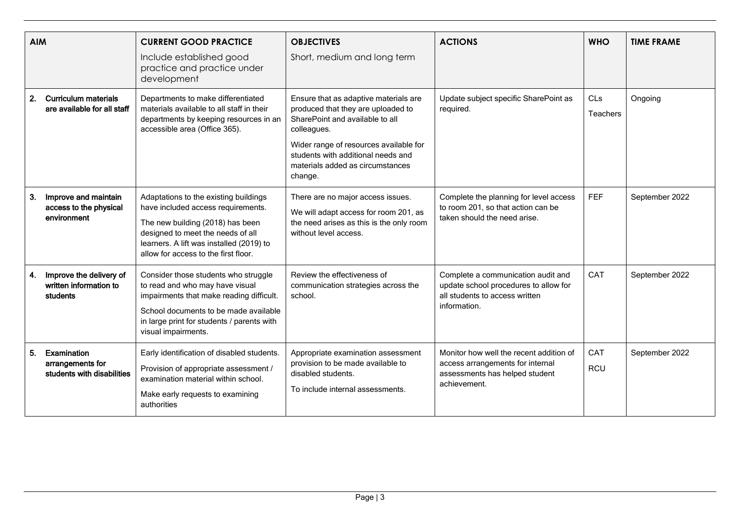| AIM | CURRENT GOOD PRACTICE<br>Include established good practice and practice under development | OBJECTIVES<br>Short, medium and long term | ACTIONS | WHO | TIME FRAME |
|---|---|---|---|---|---|
| **2. Curriculum materials are available for all staff** | Departments to make differentiated materials available to all staff in their departments by keeping resources in an accessible area (Office 365). | Ensure that as adaptive materials are produced that they are uploaded to SharePoint and available to all colleagues.<br>Wider range of resources available for students with additional needs and materials added as circumstances change. | Update subject specific SharePoint as required. | CLs<br>Teachers | Ongoing |
| **3. Improve and maintain access to the physical environment** | Adaptations to the existing buildings have included access requirements.<br>The new building (2018) has been designed to meet the needs of all learners. A lift was installed (2019) to allow for access to the first floor. | There are no major access issues.<br>We will adapt access for room 201, as the need arises as this is the only room without level access. | Complete the planning for level access to room 201, so that action can be taken should the need arise. | FEF | September 2022 |
| **4. Improve the delivery of written information to students** | Consider those students who struggle to read and who may have visual impairments that make reading difficult.<br>School documents to be made available in large print for students / parents with visual impairments. | Review the effectiveness of communication strategies across the school. | Complete a communication audit and update school procedures to allow for all students to access written information. | CAT | September 2022 |
| **5. Examination arrangements for students with disabilities** | Early identification of disabled students.<br>Provision of appropriate assessment / examination material within school.<br>Make early requests to examining authorities | Appropriate examination assessment provision to be made available to disabled students.<br>To include internal assessments. | Monitor how well the recent addition of access arrangements for internal assessments has helped student achievement. | CAT<br>RCU | September 2022 |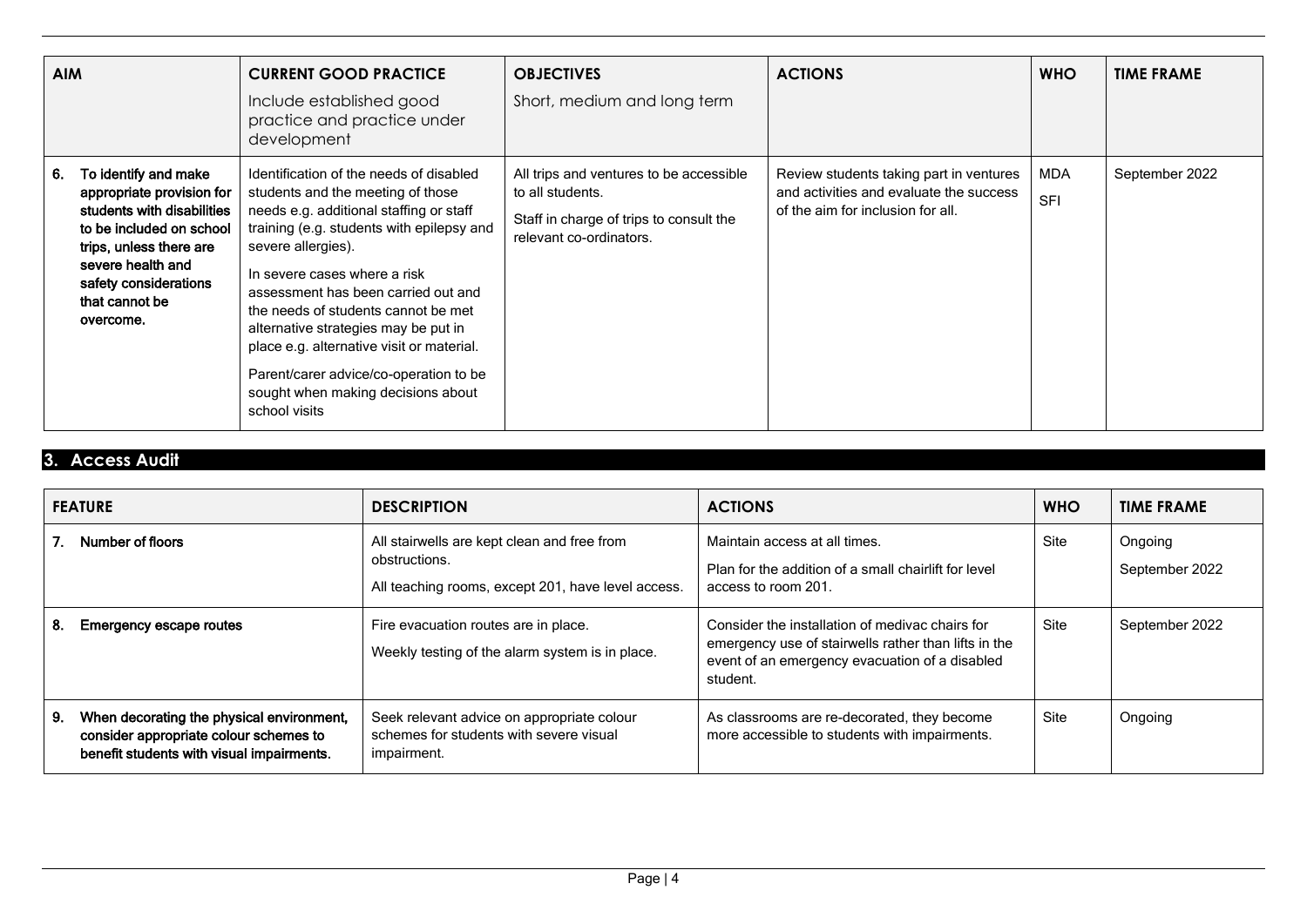| AIM | CURRENT GOOD PRACTICE<br>Include established good practice and practice under development | OBJECTIVES<br>Short, medium and long term | ACTIONS | WHO | TIME FRAME |
|---|---|---|---|---|---|
| **6. To identify and make appropriate provision for students with disabilities to be included on school trips, unless there are severe health and safety considerations that cannot be overcome.** | Identification of the needs of disabled students and the meeting of those needs e.g. additional staffing or staff training (e.g. students with epilepsy and severe allergies).<br>In severe cases where a risk assessment has been carried out and the needs of students cannot be met alternative strategies may be put in place e.g. alternative visit or material.<br>Parent/carer advice/co-operation to be sought when making decisions about school visits | All trips and ventures to be accessible to all students.<br>Staff in charge of trips to consult the relevant co-ordinators. | Review students taking part in ventures and activities and evaluate the success of the aim for inclusion for all. | MDA<br>SFI | September 2022 |

## 3. Access Audit

| FEATURE | DESCRIPTION | ACTIONS | WHO | TIME FRAME |
|---|---|---|---|---|
| **7. Number of floors** | All stairwells are kept clean and free from obstructions.<br>All teaching rooms, except 201, have level access. | Maintain access at all times.<br>Plan for the addition of a small chairlift for level access to room 201. | Site | Ongoing<br>September 2022 |
| **8. Emergency escape routes** | Fire evacuation routes are in place.<br>Weekly testing of the alarm system is in place. | Consider the installation of medivac chairs for emergency use of stairwells rather than lifts in the event of an emergency evacuation of a disabled student. | Site | September 2022 |
| **9. When decorating the physical environment, consider appropriate colour schemes to benefit students with visual impairments.** | Seek relevant advice on appropriate colour schemes for students with severe visual impairment. | As classrooms are re-decorated, they become more accessible to students with impairments. | Site | Ongoing |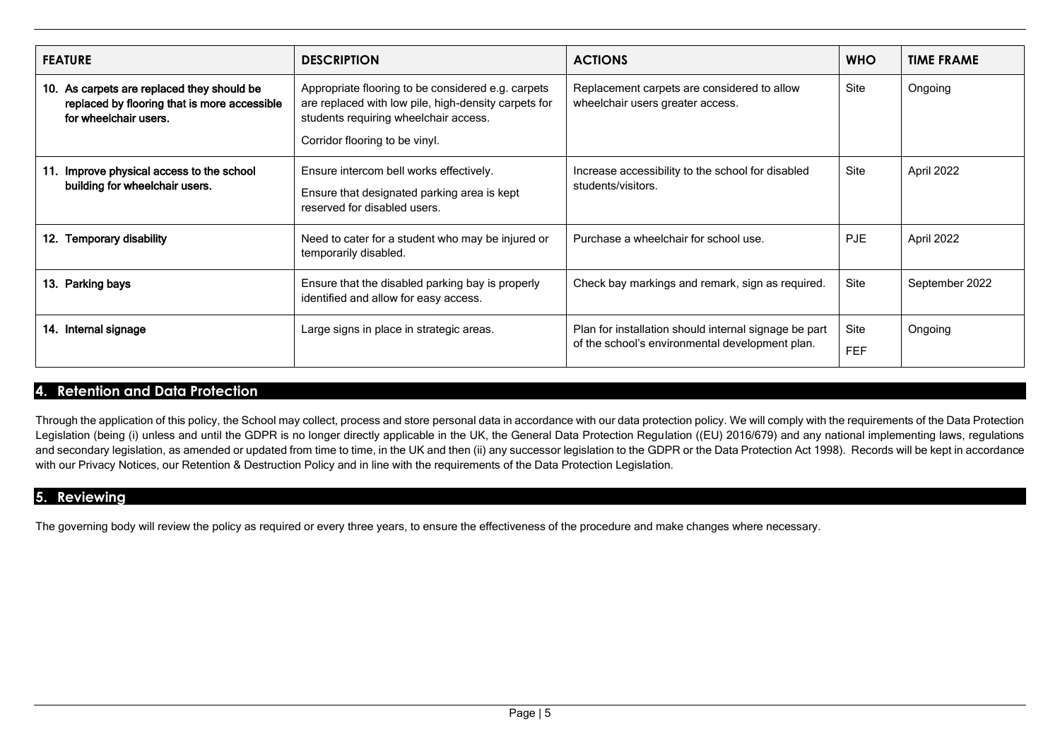| FEATURE | DESCRIPTION | ACTIONS | WHO | TIME FRAME |
|---|---|---|---|---|
| **10. As carpets are replaced they should be replaced by flooring that is more accessible for wheelchair users.** | Appropriate flooring to be considered e.g. carpets are replaced with low pile, high-density carpets for students requiring wheelchair access.<br><br>Corridor flooring to be vinyl. | Replacement carpets are considered to allow wheelchair users greater access. | Site | Ongoing |
| **11. Improve physical access to the school building for wheelchair users.** | Ensure intercom bell works effectively.<br><br>Ensure that designated parking area is kept reserved for disabled users. | Increase accessibility to the school for disabled students/visitors. | Site | April 2022 |
| **12. Temporary disability** | Need to cater for a student who may be injured or temporarily disabled. | Purchase a wheelchair for school use. | PJE | April 2022 |
| **13. Parking bays** | Ensure that the disabled parking bay is properly identified and allow for easy access. | Check bay markings and remark, sign as required. | Site | September 2022 |
| **14. Internal signage** | Large signs in place in strategic areas. | Plan for installation should internal signage be part of the school's environmental development plan. | Site<br>FEF | Ongoing |

## 4. Retention and Data Protection

Through the application of this policy, the School may collect, process and store personal data in accordance with our data protection policy. We will comply with the requirements of the Data Protection Legislation (being (i) unless and until the GDPR is no longer directly applicable in the UK, the General Data Protection Regulation ((EU) 2016/679) and any national implementing laws, regulations and secondary legislation, as amended or updated from time to time, in the UK and then (ii) any successor legislation to the GDPR or the Data Protection Act 1998). Records will be kept in accordance with our Privacy Notices, our Retention & Destruction Policy and in line with the requirements of the Data Protection Legislation.

## 5. Reviewing

The governing body will review the policy as required or every three years, to ensure the effectiveness of the procedure and make changes where necessary.